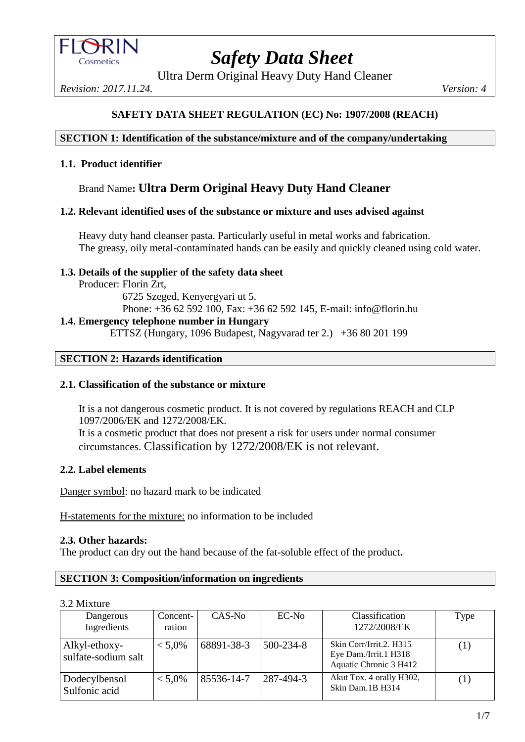# Safety Data Sheet

Ultra Derm Original Heavy Duty Hand Cleaner

*Revision: 2017.11.24.* *Version: 4*

**SAFETY DATA SHEET REGULATION (EC) No: 1907/2008 (REACH)**

## SECTION 1: Identification of the substance/mixture and of the company/undertaking

### 1.1. Product identifier

Brand Name**: Ultra Derm Original Heavy Duty Hand Cleaner**

### 1.2. Relevant identified uses of the substance or mixture and uses advised against

Heavy duty hand cleanser pasta. Particularly useful in metal works and fabrication.
The greasy, oily metal-contaminated hands can be easily and quickly cleaned using cold water.

### 1.3. Details of the supplier of the safety data sheet

Producer: Florin Zrt,
6725 Szeged, Kenyergyari ut 5.
Phone: +36 62 592 100, Fax: +36 62 592 145, E-mail: info@florin.hu

### 1.4. Emergency telephone number in Hungary

ETTSZ (Hungary, 1096 Budapest, Nagyvarad ter 2.) +36 80 201 199

## SECTION 2: Hazards identification

### 2.1. Classification of the substance or mixture

It is a not dangerous cosmetic product. It is not covered by regulations REACH and CLP 1097/2006/EK and 1272/2008/EK.
It is a cosmetic product that does not present a risk for users under normal consumer circumstances. Classification by 1272/2008/EK is not relevant.

### 2.2. Label elements

Danger symbol: no hazard mark to be indicated

H-statements for the mixture: no information to be included

### 2.3. Other hazards:

The product can dry out the hand because of the fat-soluble effect of the product**.**

## SECTION 3: Composition/information on ingredients

3.2 Mixture

| Dangerous Ingredients | Concent-ration | CAS-No | EC-No | Classification 1272/2008/EK | Type |
|---|---|---|---|---|---|
| Alkyl-ethoxy-sulfate-sodium salt | < 5,0% | 68891-38-3 | 500-234-8 | Skin Corr/Irrit.2. H315<br>Eye Dam./Irrit.1 H318<br>Aquatic Chronic 3 H412 | (1) |
| Dodecylbensol Sulfonic acid | < 5,0% | 85536-14-7 | 287-494-3 | Akut Tox. 4 orally H302,<br>Skin Dam.1B H314 | (1) |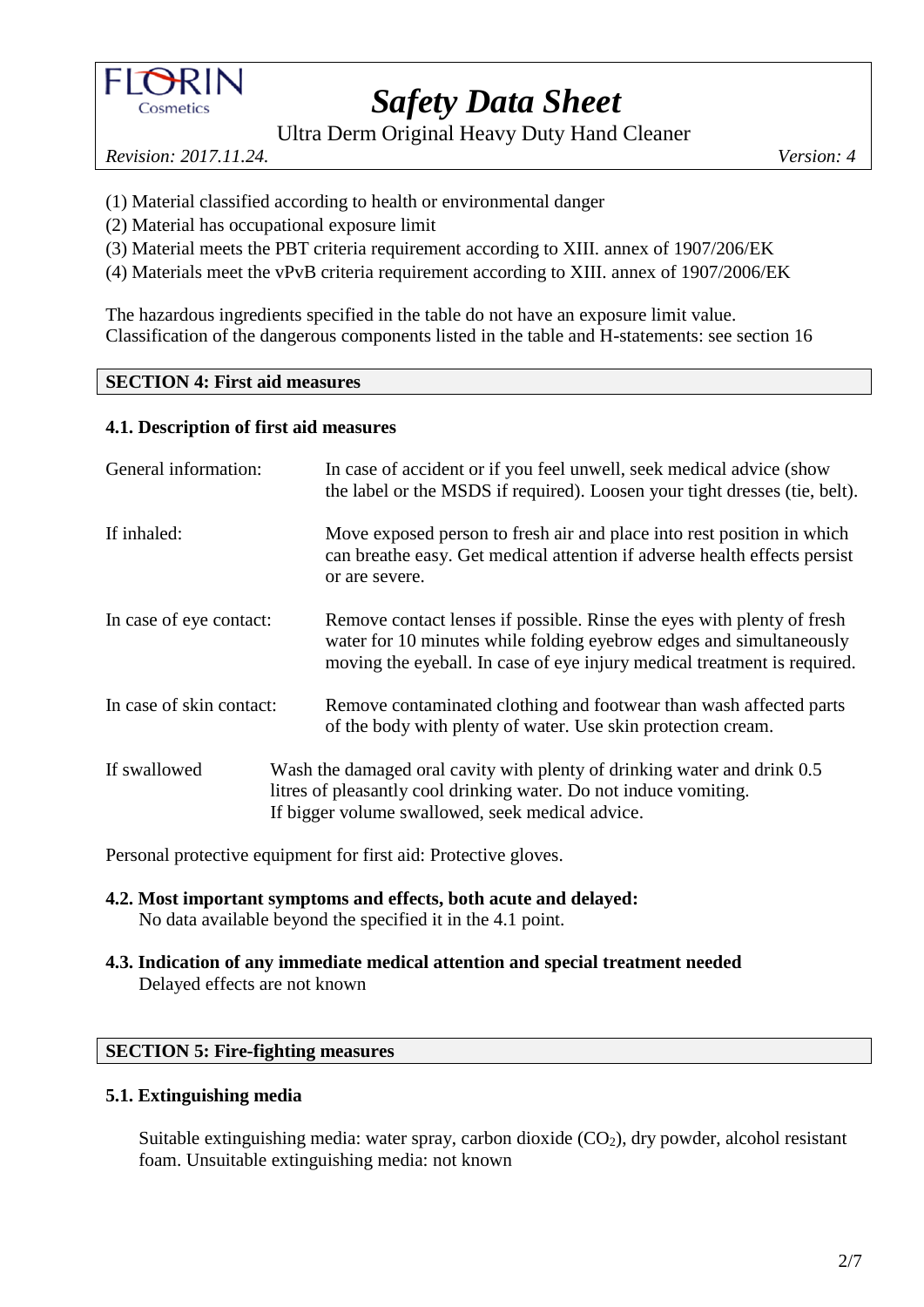(1) Material classified according to health or environmental danger
(2) Material has occupational exposure limit
(3) Material meets the PBT criteria requirement according to XIII. annex of 1907/206/EK
(4) Materials meet the vPvB criteria requirement according to XIII. annex of 1907/2006/EK

The hazardous ingredients specified in the table do not have an exposure limit value.
Classification of the dangerous components listed in the table and H-statements: see section 16

## SECTION 4: First aid measures

### 4.1. Description of first aid measures

General information: In case of accident or if you feel unwell, seek medical advice (show the label or the MSDS if required). Loosen your tight dresses (tie, belt).

If inhaled: Move exposed person to fresh air and place into rest position in which can breathe easy. Get medical attention if adverse health effects persist or are severe.

In case of eye contact: Remove contact lenses if possible. Rinse the eyes with plenty of fresh water for 10 minutes while folding eyebrow edges and simultaneously moving the eyeball. In case of eye injury medical treatment is required.

In case of skin contact: Remove contaminated clothing and footwear than wash affected parts of the body with plenty of water. Use skin protection cream.

If swallowed Wash the damaged oral cavity with plenty of drinking water and drink 0.5 litres of pleasantly cool drinking water. Do not induce vomiting.
If bigger volume swallowed, seek medical advice.

Personal protective equipment for first aid: Protective gloves.

### 4.2. Most important symptoms and effects, both acute and delayed:

No data available beyond the specified it in the 4.1 point.

### 4.3. Indication of any immediate medical attention and special treatment needed

Delayed effects are not known

## SECTION 5: Fire-fighting measures

### 5.1. Extinguishing media

Suitable extinguishing media: water spray, carbon dioxide ($CO_2$), dry powder, alcohol resistant foam. Unsuitable extinguishing media: not known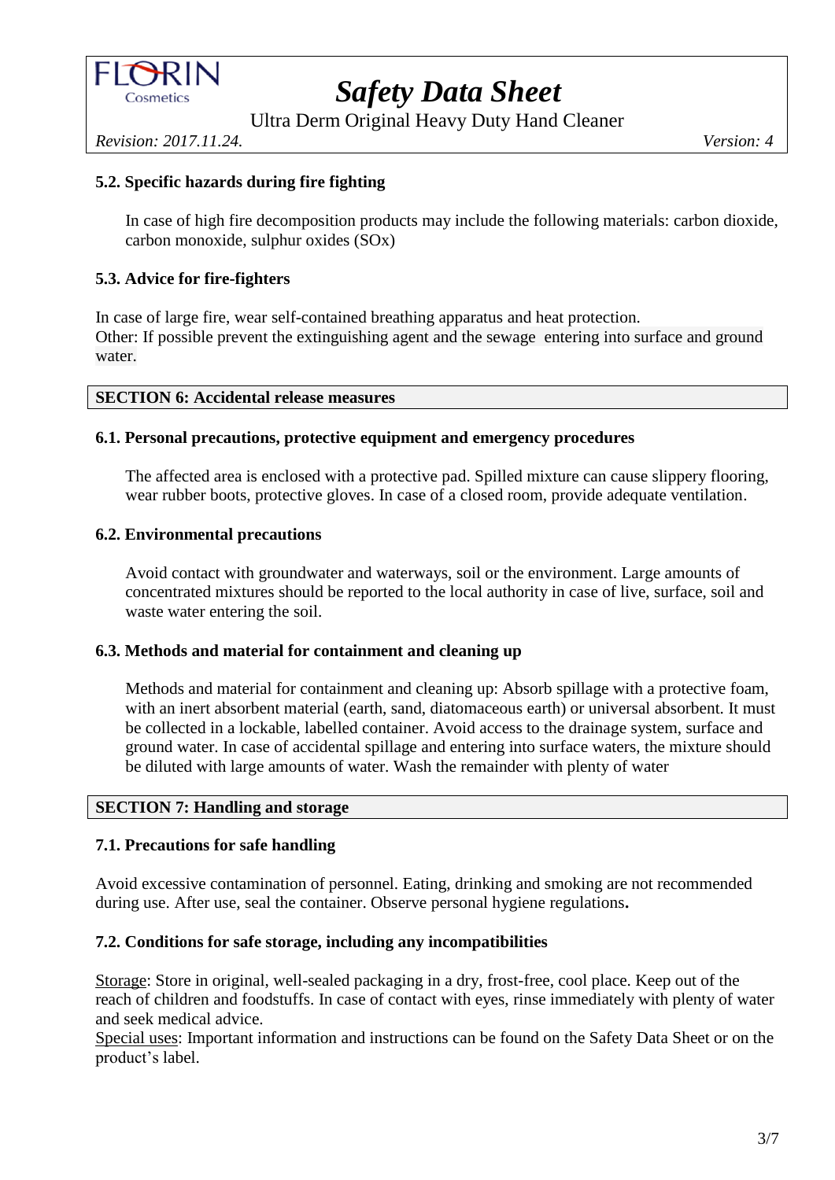### 5.2. Specific hazards during fire fighting

In case of high fire decomposition products may include the following materials: carbon dioxide, carbon monoxide, sulphur oxides (SOx)

### 5.3. Advice for fire-fighters

In case of large fire, wear self-contained breathing apparatus and heat protection.
Other: If possible prevent the extinguishing agent and the sewage entering into surface and ground water.

## SECTION 6: Accidental release measures

### 6.1. Personal precautions, protective equipment and emergency procedures

The affected area is enclosed with a protective pad. Spilled mixture can cause slippery flooring, wear rubber boots, protective gloves. In case of a closed room, provide adequate ventilation.

### 6.2. Environmental precautions

Avoid contact with groundwater and waterways, soil or the environment. Large amounts of concentrated mixtures should be reported to the local authority in case of live, surface, soil and waste water entering the soil.

### 6.3. Methods and material for containment and cleaning up

Methods and material for containment and cleaning up: Absorb spillage with a protective foam, with an inert absorbent material (earth, sand, diatomaceous earth) or universal absorbent. It must be collected in a lockable, labelled container. Avoid access to the drainage system, surface and ground water. In case of accidental spillage and entering into surface waters, the mixture should be diluted with large amounts of water. Wash the remainder with plenty of water

## SECTION 7: Handling and storage

### 7.1. Precautions for safe handling

Avoid excessive contamination of personnel. Eating, drinking and smoking are not recommended during use. After use, seal the container. Observe personal hygiene regulations**.**

### 7.2. Conditions for safe storage, including any incompatibilities

Storage: Store in original, well-sealed packaging in a dry, frost-free, cool place. Keep out of the reach of children and foodstuffs. In case of contact with eyes, rinse immediately with plenty of water and seek medical advice.
Special uses: Important information and instructions can be found on the Safety Data Sheet or on the product's label.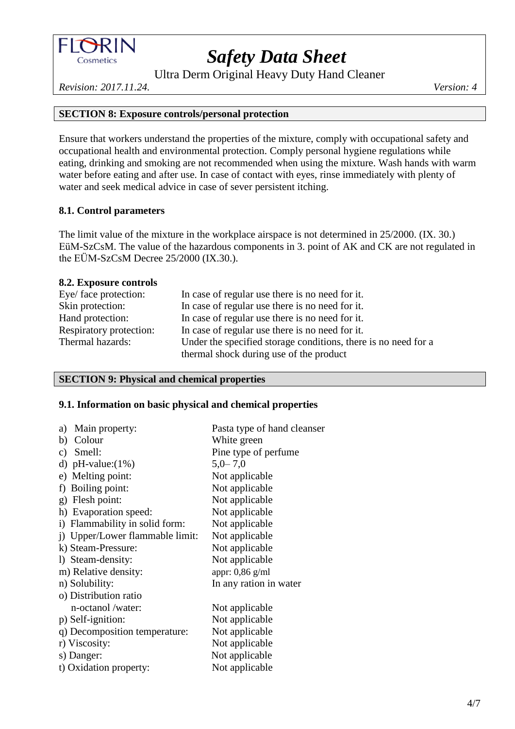## SECTION 8: Exposure controls/personal protection

Ensure that workers understand the properties of the mixture, comply with occupational safety and occupational health and environmental protection. Comply personal hygiene regulations while eating, drinking and smoking are not recommended when using the mixture. Wash hands with warm water before eating and after use. In case of contact with eyes, rinse immediately with plenty of water and seek medical advice in case of sever persistent itching.

### 8.1. Control parameters

The limit value of the mixture in the workplace airspace is not determined in 25/2000. (IX. 30.) EüM-SzCsM. The value of the hazardous components in 3. point of AK and CK are not regulated in the EÜM-SzCsM Decree 25/2000 (IX.30.).

### 8.2. Exposure controls

| | |
|---|---|
| Eye/ face protection: | In case of regular use there is no need for it. |
| Skin protection: | In case of regular use there is no need for it. |
| Hand protection: | In case of regular use there is no need for it. |
| Respiratory protection: | In case of regular use there is no need for it. |
| Thermal hazards: | Under the specified storage conditions, there is no need for a thermal shock during use of the product |

## SECTION 9: Physical and chemical properties

### 9.1. Information on basic physical and chemical properties

| | |
|---|---|
| a) Main property: | Pasta type of hand cleanser |
| b) Colour | White green |
| c) Smell: | Pine type of perfume |
| d) pH-value:(1%) | 5,0– 7,0 |
| e) Melting point: | Not applicable |
| f) Boiling point: | Not applicable |
| g) Flesh point: | Not applicable |
| h) Evaporation speed: | Not applicable |
| i) Flammability in solid form: | Not applicable |
| j) Upper/Lower flammable limit: | Not applicable |
| k) Steam-Pressure: | Not applicable |
| l) Steam-density: | Not applicable |
| m) Relative density: | appr: 0,86 g/ml |
| n) Solubility: | In any ration in water |
| o) Distribution ratio n-octanol /water: | Not applicable |
| p) Self-ignition: | Not applicable |
| q) Decomposition temperature: | Not applicable |
| r) Viscosity: | Not applicable |
| s) Danger: | Not applicable |
| t) Oxidation property: | Not applicable |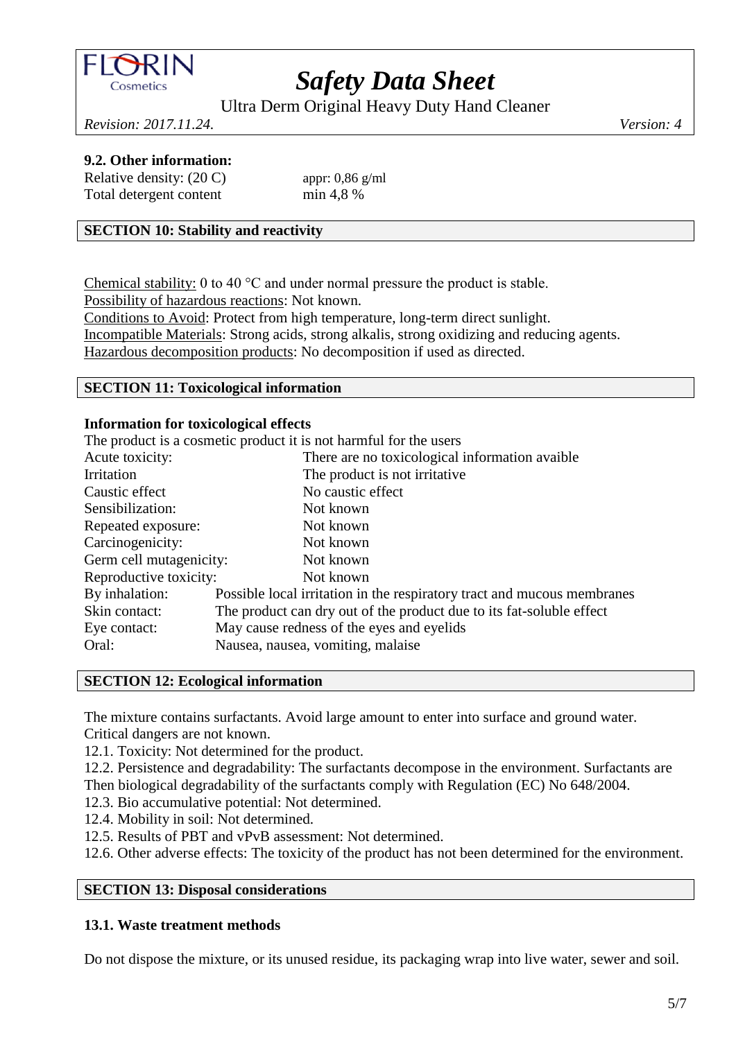### 9.2. Other information:

| | |
|---|---|
| Relative density: (20 C) | appr: 0,86 g/ml |
| Total detergent content | min 4,8 % |

## SECTION 10: Stability and reactivity

Chemical stability: 0 to 40 °C and under normal pressure the product is stable.
Possibility of hazardous reactions: Not known.
Conditions to Avoid: Protect from high temperature, long-term direct sunlight.
Incompatible Materials: Strong acids, strong alkalis, strong oxidizing and reducing agents.
Hazardous decomposition products: No decomposition if used as directed.

## SECTION 11: Toxicological information

**Information for toxicological effects**

The product is a cosmetic product it is not harmful for the users

| | |
|---|---|
| Acute toxicity: | There are no toxicological information avaible |
| Irritation | The product is not irritative |
| Caustic effect | No caustic effect |
| Sensibilization: | Not known |
| Repeated exposure: | Not known |
| Carcinogenicity: | Not known |
| Germ cell mutagenicity: | Not known |
| Reproductive toxicity: | Not known |
| By inhalation: | Possible local irritation in the respiratory tract and mucous membranes |
| Skin contact: | The product can dry out of the product due to its fat-soluble effect |
| Eye contact: | May cause redness of the eyes and eyelids |
| Oral: | Nausea, nausea, vomiting, malaise |

## SECTION 12: Ecological information

The mixture contains surfactants. Avoid large amount to enter into surface and ground water.
Critical dangers are not known.

12.1. Toxicity: Not determined for the product.
12.2. Persistence and degradability: The surfactants decompose in the environment. Surfactants are Then biological degradability of the surfactants comply with Regulation (EC) No 648/2004.
12.3. Bio accumulative potential: Not determined.
12.4. Mobility in soil: Not determined.
12.5. Results of PBT and vPvB assessment: Not determined.
12.6. Other adverse effects: The toxicity of the product has not been determined for the environment.

## SECTION 13: Disposal considerations

### 13.1. Waste treatment methods

Do not dispose the mixture, or its unused residue, its packaging wrap into live water, sewer and soil.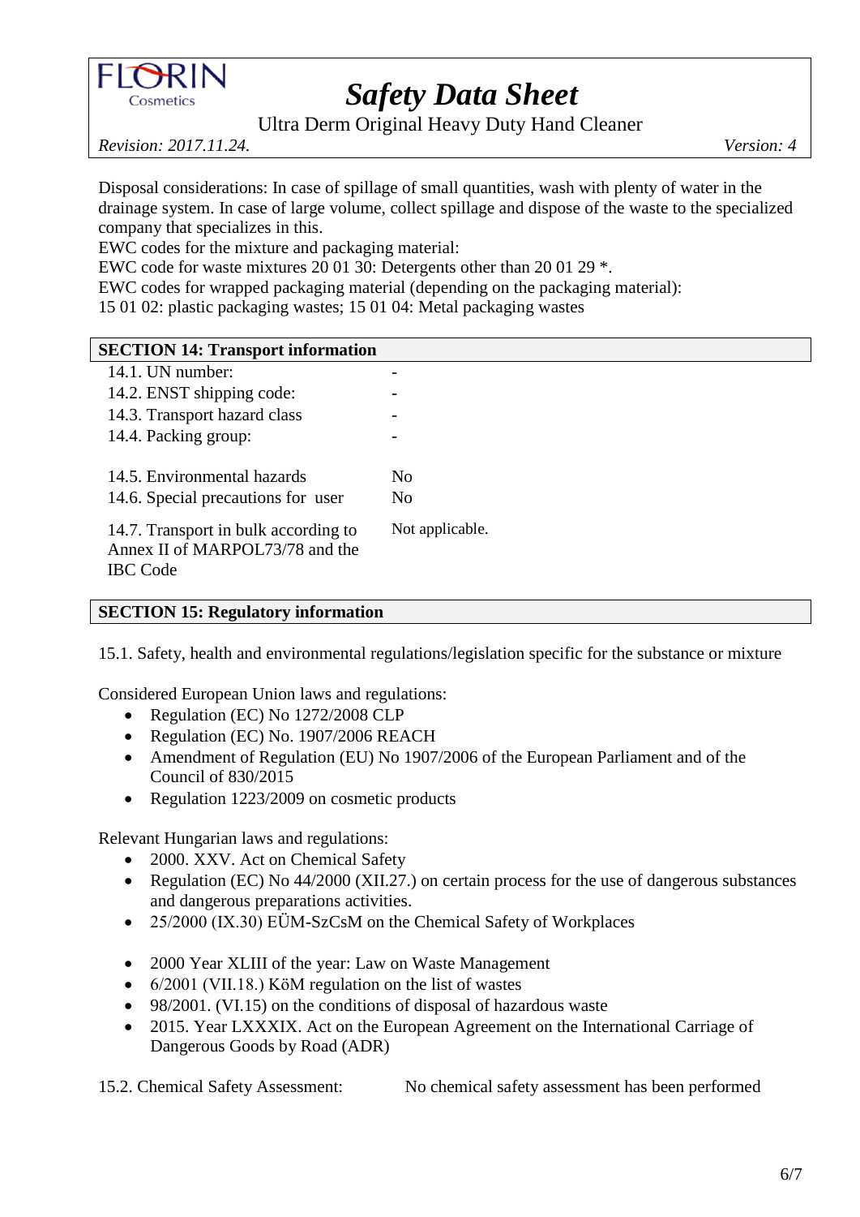Disposal considerations: In case of spillage of small quantities, wash with plenty of water in the drainage system. In case of large volume, collect spillage and dispose of the waste to the specialized company that specializes in this.
EWC codes for the mixture and packaging material:
EWC code for waste mixtures 20 01 30: Detergents other than 20 01 29 *.
EWC codes for wrapped packaging material (depending on the packaging material):
15 01 02: plastic packaging wastes; 15 01 04: Metal packaging wastes

## SECTION 14: Transport information

| | |
|---|---|
| 14.1. UN number: | - |
| 14.2. ENST shipping code: | - |
| 14.3. Transport hazard class | - |
| 14.4. Packing group: | - |
| 14.5. Environmental hazards | No |
| 14.6. Special precautions for user | No |
| 14.7. Transport in bulk according to Annex II of MARPOL73/78 and the IBC Code | Not applicable. |

## SECTION 15: Regulatory information

15.1. Safety, health and environmental regulations/legislation specific for the substance or mixture

Considered European Union laws and regulations:

- Regulation (EC) No 1272/2008 CLP
- Regulation (EC) No. 1907/2006 REACH
- Amendment of Regulation (EU) No 1907/2006 of the European Parliament and of the Council of 830/2015
- Regulation 1223/2009 on cosmetic products

Relevant Hungarian laws and regulations:

- 2000. XXV. Act on Chemical Safety
- Regulation (EC) No 44/2000 (XII.27.) on certain process for the use of dangerous substances and dangerous preparations activities.
- 25/2000 (IX.30) EÜM-SzCsM on the Chemical Safety of Workplaces
- 2000 Year XLIII of the year: Law on Waste Management
- 6/2001 (VII.18.) KöM regulation on the list of wastes
- 98/2001. (VI.15) on the conditions of disposal of hazardous waste
- 2015. Year LXXXIX. Act on the European Agreement on the International Carriage of Dangerous Goods by Road (ADR)

15.2. Chemical Safety Assessment: No chemical safety assessment has been performed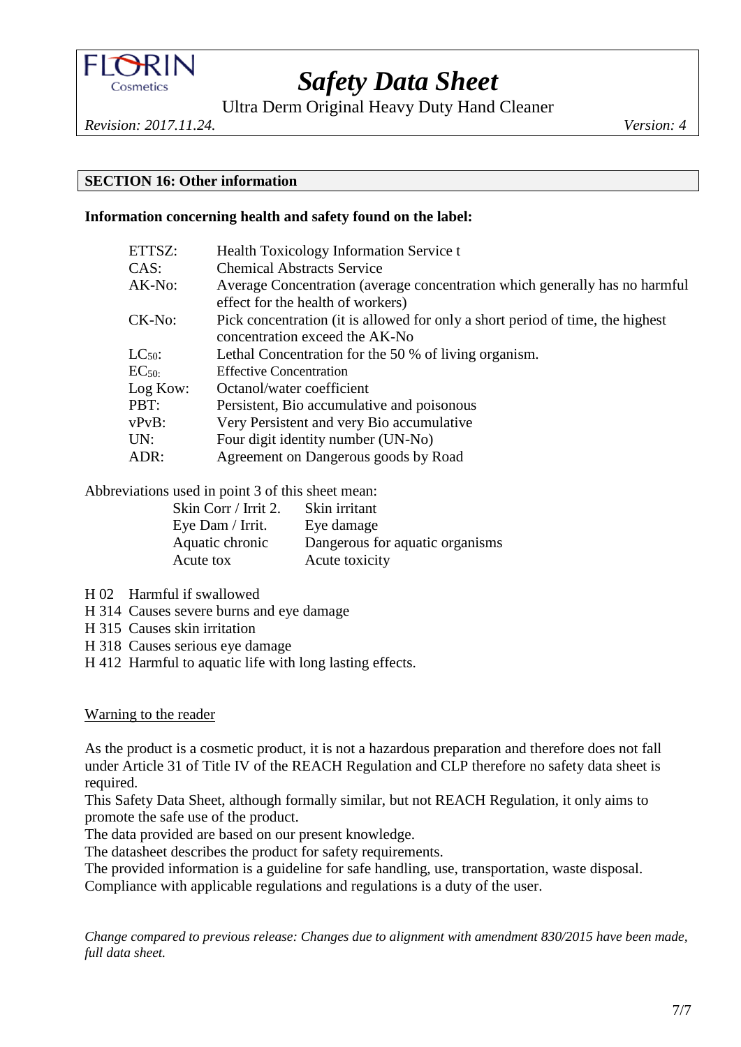**SECTION 16: Other information**

**Information concerning health and safety found on the label:**

| | |
|---|---|
| ETTSZ: | Health Toxicology Information Service t |
| CAS: | Chemical Abstracts Service |
| AK-No: | Average Concentration (average concentration which generally has no harmful effect for the health of workers) |
| CK-No: | Pick concentration (it is allowed for only a short period of time, the highest concentration exceed the AK-No |
| $LC_{50}$: | Lethal Concentration for the 50 % of living organism. |
| $EC_{50}$: | Effective Concentration |
| Log Kow: | Octanol/water coefficient |
| PBT: | Persistent, Bio accumulative and poisonous |
| vPvB: | Very Persistent and very Bio accumulative |
| UN: | Four digit identity number (UN-No) |
| ADR: | Agreement on Dangerous goods by Road |

Abbreviations used in point 3 of this sheet mean:

| | |
|---|---|
| Skin Corr / Irrit 2. | Skin irritant |
| Eye Dam / Irrit. | Eye damage |
| Aquatic chronic | Dangerous for aquatic organisms |
| Acute tox | Acute toxicity |

H 02 Harmful if swallowed
H 314 Causes severe burns and eye damage
H 315 Causes skin irritation
H 318 Causes serious eye damage
H 412 Harmful to aquatic life with long lasting effects.

Warning to the reader

As the product is a cosmetic product, it is not a hazardous preparation and therefore does not fall under Article 31 of Title IV of the REACH Regulation and CLP therefore no safety data sheet is required.
This Safety Data Sheet, although formally similar, but not REACH Regulation, it only aims to promote the safe use of the product.
The data provided are based on our present knowledge.
The datasheet describes the product for safety requirements.
The provided information is a guideline for safe handling, use, transportation, waste disposal.
Compliance with applicable regulations and regulations is a duty of the user.

*Change compared to previous release: Changes due to alignment with amendment 830/2015 have been made, full data sheet.*